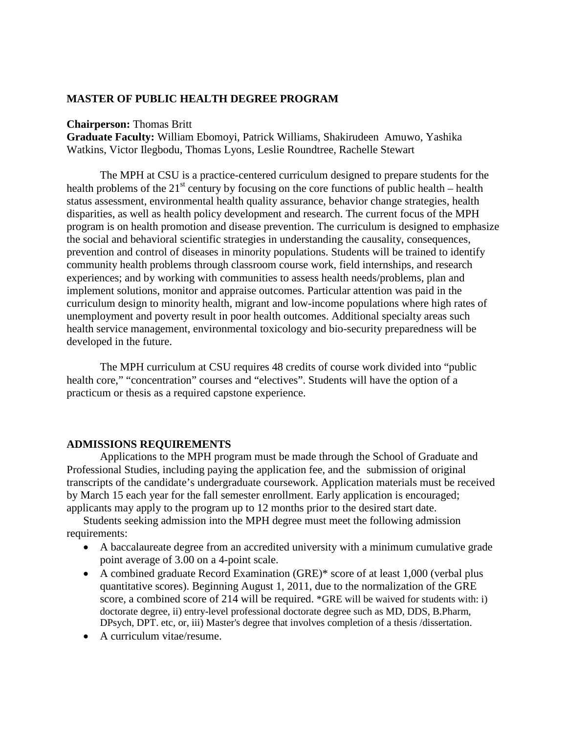## MASTER OF PUBLIC HEALTH DEGREE PROGRAM

**Chairperson:** Thomas Britt
**Graduate Faculty:** William Ebomoyi, Patrick Williams, Shakirudeen Amuwo, Yashika Watkins, Victor Ilegbodu, Thomas Lyons, Leslie Roundtree, Rachelle Stewart

The MPH at CSU is a practice-centered curriculum designed to prepare students for the health problems of the 21st century by focusing on the core functions of public health – health status assessment, environmental health quality assurance, behavior change strategies, health disparities, as well as health policy development and research. The current focus of the MPH program is on health promotion and disease prevention. The curriculum is designed to emphasize the social and behavioral scientific strategies in understanding the causality, consequences, prevention and control of diseases in minority populations. Students will be trained to identify community health problems through classroom course work, field internships, and research experiences; and by working with communities to assess health needs/problems, plan and implement solutions, monitor and appraise outcomes. Particular attention was paid in the curriculum design to minority health, migrant and low-income populations where high rates of unemployment and poverty result in poor health outcomes. Additional specialty areas such health service management, environmental toxicology and bio-security preparedness will be developed in the future.

The MPH curriculum at CSU requires 48 credits of course work divided into "public health core," "concentration" courses and "electives". Students will have the option of a practicum or thesis as a required capstone experience.

### ADMISSIONS REQUIREMENTS

Applications to the MPH program must be made through the School of Graduate and Professional Studies, including paying the application fee, and the submission of original transcripts of the candidate's undergraduate coursework. Application materials must be received by March 15 each year for the fall semester enrollment. Early application is encouraged; applicants may apply to the program up to 12 months prior to the desired start date.

Students seeking admission into the MPH degree must meet the following admission requirements:

- A baccalaureate degree from an accredited university with a minimum cumulative grade point average of 3.00 on a 4-point scale.
- A combined graduate Record Examination (GRE)* score of at least 1,000 (verbal plus quantitative scores). Beginning August 1, 2011, due to the normalization of the GRE score, a combined score of 214 will be required. *GRE will be waived for students with: i) doctorate degree, ii) entry-level professional doctorate degree such as MD, DDS, B.Pharm, DPsych, DPT. etc, or, iii) Master's degree that involves completion of a thesis /dissertation.
- A curriculum vitae/resume.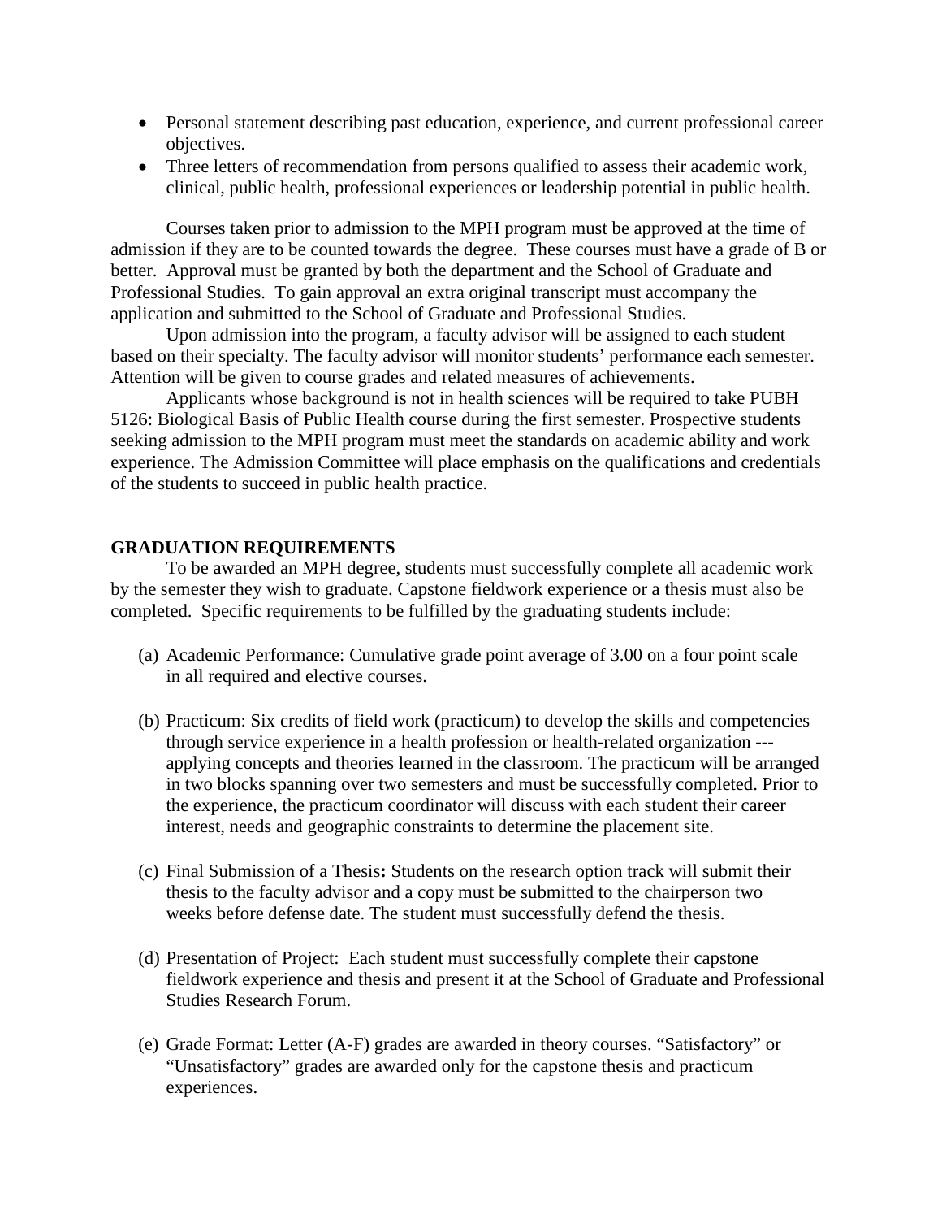- Personal statement describing past education, experience, and current professional career objectives.
- Three letters of recommendation from persons qualified to assess their academic work, clinical, public health, professional experiences or leadership potential in public health.

Courses taken prior to admission to the MPH program must be approved at the time of admission if they are to be counted towards the degree. These courses must have a grade of B or better. Approval must be granted by both the department and the School of Graduate and Professional Studies. To gain approval an extra original transcript must accompany the application and submitted to the School of Graduate and Professional Studies.

Upon admission into the program, a faculty advisor will be assigned to each student based on their specialty. The faculty advisor will monitor students' performance each semester. Attention will be given to course grades and related measures of achievements.

Applicants whose background is not in health sciences will be required to take PUBH 5126: Biological Basis of Public Health course during the first semester. Prospective students seeking admission to the MPH program must meet the standards on academic ability and work experience. The Admission Committee will place emphasis on the qualifications and credentials of the students to succeed in public health practice.

## GRADUATION REQUIREMENTS

To be awarded an MPH degree, students must successfully complete all academic work by the semester they wish to graduate. Capstone fieldwork experience or a thesis must also be completed. Specific requirements to be fulfilled by the graduating students include:

(a) Academic Performance: Cumulative grade point average of 3.00 on a four point scale in all required and elective courses.

(b) Practicum: Six credits of field work (practicum) to develop the skills and competencies through service experience in a health profession or health-related organization --- applying concepts and theories learned in the classroom. The practicum will be arranged in two blocks spanning over two semesters and must be successfully completed. Prior to the experience, the practicum coordinator will discuss with each student their career interest, needs and geographic constraints to determine the placement site.

(c) Final Submission of a Thesis**:** Students on the research option track will submit their thesis to the faculty advisor and a copy must be submitted to the chairperson two weeks before defense date. The student must successfully defend the thesis.

(d) Presentation of Project: Each student must successfully complete their capstone fieldwork experience and thesis and present it at the School of Graduate and Professional Studies Research Forum.

(e) Grade Format: Letter (A-F) grades are awarded in theory courses. "Satisfactory" or "Unsatisfactory" grades are awarded only for the capstone thesis and practicum experiences.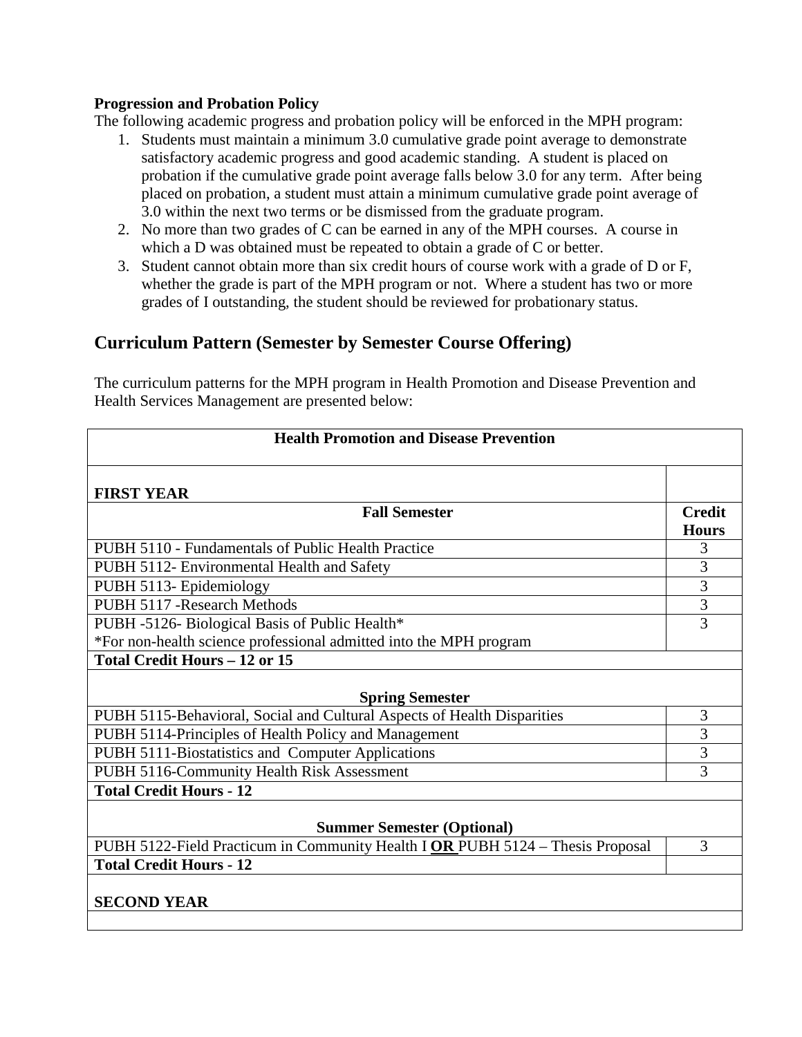**Progression and Probation Policy**

The following academic progress and probation policy will be enforced in the MPH program:

1. Students must maintain a minimum 3.0 cumulative grade point average to demonstrate satisfactory academic progress and good academic standing. A student is placed on probation if the cumulative grade point average falls below 3.0 for any term. After being placed on probation, a student must attain a minimum cumulative grade point average of 3.0 within the next two terms or be dismissed from the graduate program.
2. No more than two grades of C can be earned in any of the MPH courses. A course in which a D was obtained must be repeated to obtain a grade of C or better.
3. Student cannot obtain more than six credit hours of course work with a grade of D or F, whether the grade is part of the MPH program or not. Where a student has two or more grades of I outstanding, the student should be reviewed for probationary status.

## Curriculum Pattern (Semester by Semester Course Offering)

The curriculum patterns for the MPH program in Health Promotion and Disease Prevention and Health Services Management are presented below:

| **Health Promotion and Disease Prevention** | |
|---|---|
| **FIRST YEAR** | |
| **Fall Semester** | **Credit Hours** |
| PUBH 5110 - Fundamentals of Public Health Practice | 3 |
| PUBH 5112- Environmental Health and Safety | 3 |
| PUBH 5113- Epidemiology | 3 |
| PUBH 5117 -Research Methods | 3 |
| PUBH -5126- Biological Basis of Public Health* <br>*For non-health science professional admitted into the MPH program | 3 |
| **Total Credit Hours – 12 or 15** | |
| **Spring Semester** | |
| PUBH 5115-Behavioral, Social and Cultural Aspects of Health Disparities | 3 |
| PUBH 5114-Principles of Health Policy and Management | 3 |
| PUBH 5111-Biostatistics and Computer Applications | 3 |
| PUBH 5116-Community Health Risk Assessment | 3 |
| **Total Credit Hours - 12** | |
| **Summer Semester (Optional)** | |
| PUBH 5122-Field Practicum in Community Health I **OR** PUBH 5124 – Thesis Proposal | 3 |
| **Total Credit Hours - 12** | |
| **SECOND YEAR** | |
| | |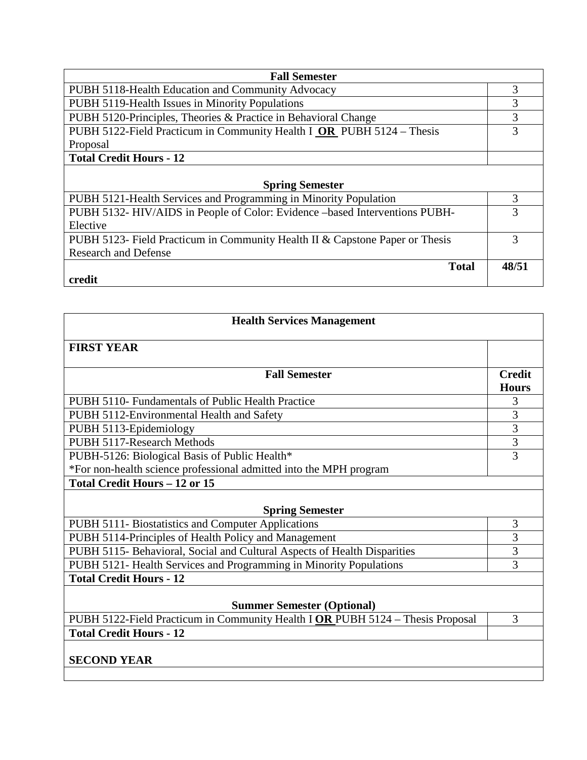| Fall Semester | |
|---|---|
| PUBH 5118-Health Education and Community Advocacy | 3 |
| PUBH 5119-Health Issues in Minority Populations | 3 |
| PUBH 5120-Principles, Theories & Practice in Behavioral Change | 3 |
| PUBH 5122-Field Practicum in Community Health I **OR** PUBH 5124 – Thesis Proposal | 3 |
| **Total Credit Hours - 12** | |
| **Spring Semester** | |
| PUBH 5121-Health Services and Programming in Minority Population | 3 |
| PUBH 5132- HIV/AIDS in People of Color: Evidence –based Interventions PUBH-Elective | 3 |
| PUBH 5123- Field Practicum in Community Health II & Capstone Paper or Thesis Research and Defense | 3 |
| **Total credit** | **48/51** |

| Health Services Management | |
|---|---|
| **FIRST YEAR** | |
| **Fall Semester** | **Credit Hours** |
| PUBH 5110- Fundamentals of Public Health Practice | 3 |
| PUBH 5112-Environmental Health and Safety | 3 |
| PUBH 5113-Epidemiology | 3 |
| PUBH 5117-Research Methods | 3 |
| PUBH-5126: Biological Basis of Public Health*<br>*For non-health science professional admitted into the MPH program | 3 |
| **Total Credit Hours – 12 or 15** | |
| **Spring Semester** | |
| PUBH 5111- Biostatistics and Computer Applications | 3 |
| PUBH 5114-Principles of Health Policy and Management | 3 |
| PUBH 5115- Behavioral, Social and Cultural Aspects of Health Disparities | 3 |
| PUBH 5121- Health Services and Programming in Minority Populations | 3 |
| **Total Credit Hours - 12** | |
| **Summer Semester (Optional)** | |
| PUBH 5122-Field Practicum in Community Health I **OR** PUBH 5124 – Thesis Proposal | 3 |
| **Total Credit Hours - 12** | |
| **SECOND YEAR** | |
| | |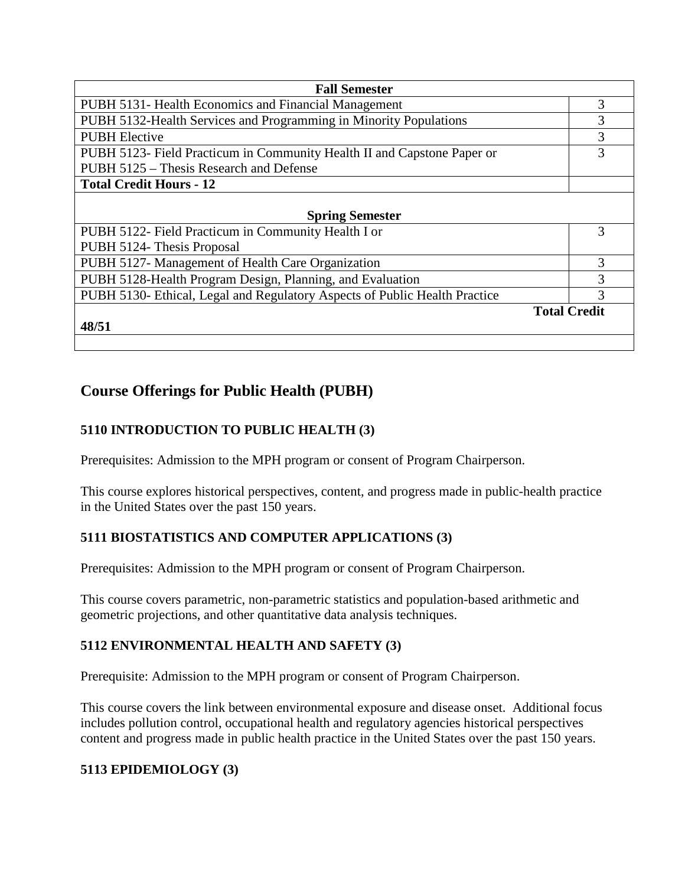| Fall Semester | |
| --- | --- |
| PUBH 5131- Health Economics and Financial Management | 3 |
| PUBH 5132-Health Services and Programming in Minority Populations | 3 |
| PUBH Elective | 3 |
| PUBH 5123- Field Practicum in Community Health II and Capstone Paper or PUBH 5125 – Thesis Research and Defense | 3 |
| **Total Credit Hours - 12** | |
| **Spring Semester** | |
| PUBH 5122- Field Practicum in Community Health I or PUBH 5124- Thesis Proposal | 3 |
| PUBH 5127- Management of Health Care Organization | 3 |
| PUBH 5128-Health Program Design, Planning, and Evaluation | 3 |
| PUBH 5130- Ethical, Legal and Regulatory Aspects of Public Health Practice | 3 |
| **Total Credit 48/51** | |
| | |

## Course Offerings for Public Health (PUBH)

### 5110 INTRODUCTION TO PUBLIC HEALTH (3)

Prerequisites: Admission to the MPH program or consent of Program Chairperson.

This course explores historical perspectives, content, and progress made in public-health practice in the United States over the past 150 years.

### 5111 BIOSTATISTICS AND COMPUTER APPLICATIONS (3)

Prerequisites: Admission to the MPH program or consent of Program Chairperson.

This course covers parametric, non-parametric statistics and population-based arithmetic and geometric projections, and other quantitative data analysis techniques.

### 5112 ENVIRONMENTAL HEALTH AND SAFETY (3)

Prerequisite: Admission to the MPH program or consent of Program Chairperson.

This course covers the link between environmental exposure and disease onset. Additional focus includes pollution control, occupational health and regulatory agencies historical perspectives content and progress made in public health practice in the United States over the past 150 years.

### 5113 EPIDEMIOLOGY (3)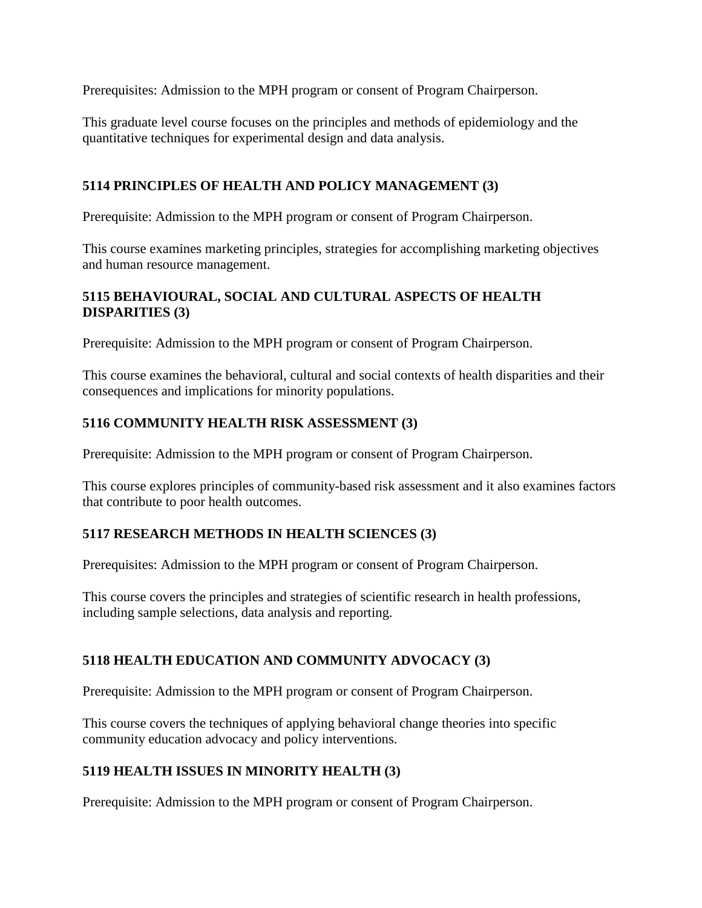Prerequisites: Admission to the MPH program or consent of Program Chairperson.

This graduate level course focuses on the principles and methods of epidemiology and the quantitative techniques for experimental design and data analysis.

### 5114 PRINCIPLES OF HEALTH AND POLICY MANAGEMENT (3)

Prerequisite: Admission to the MPH program or consent of Program Chairperson.

This course examines marketing principles, strategies for accomplishing marketing objectives and human resource management.

### 5115 BEHAVIOURAL, SOCIAL AND CULTURAL ASPECTS OF HEALTH DISPARITIES (3)

Prerequisite: Admission to the MPH program or consent of Program Chairperson.

This course examines the behavioral, cultural and social contexts of health disparities and their consequences and implications for minority populations.

### 5116 COMMUNITY HEALTH RISK ASSESSMENT (3)

Prerequisite: Admission to the MPH program or consent of Program Chairperson.

This course explores principles of community-based risk assessment and it also examines factors that contribute to poor health outcomes.

### 5117 RESEARCH METHODS IN HEALTH SCIENCES (3)

Prerequisites: Admission to the MPH program or consent of Program Chairperson.

This course covers the principles and strategies of scientific research in health professions, including sample selections, data analysis and reporting.

### 5118 HEALTH EDUCATION AND COMMUNITY ADVOCACY (3)

Prerequisite: Admission to the MPH program or consent of Program Chairperson.

This course covers the techniques of applying behavioral change theories into specific community education advocacy and policy interventions.

### 5119 HEALTH ISSUES IN MINORITY HEALTH (3)

Prerequisite: Admission to the MPH program or consent of Program Chairperson.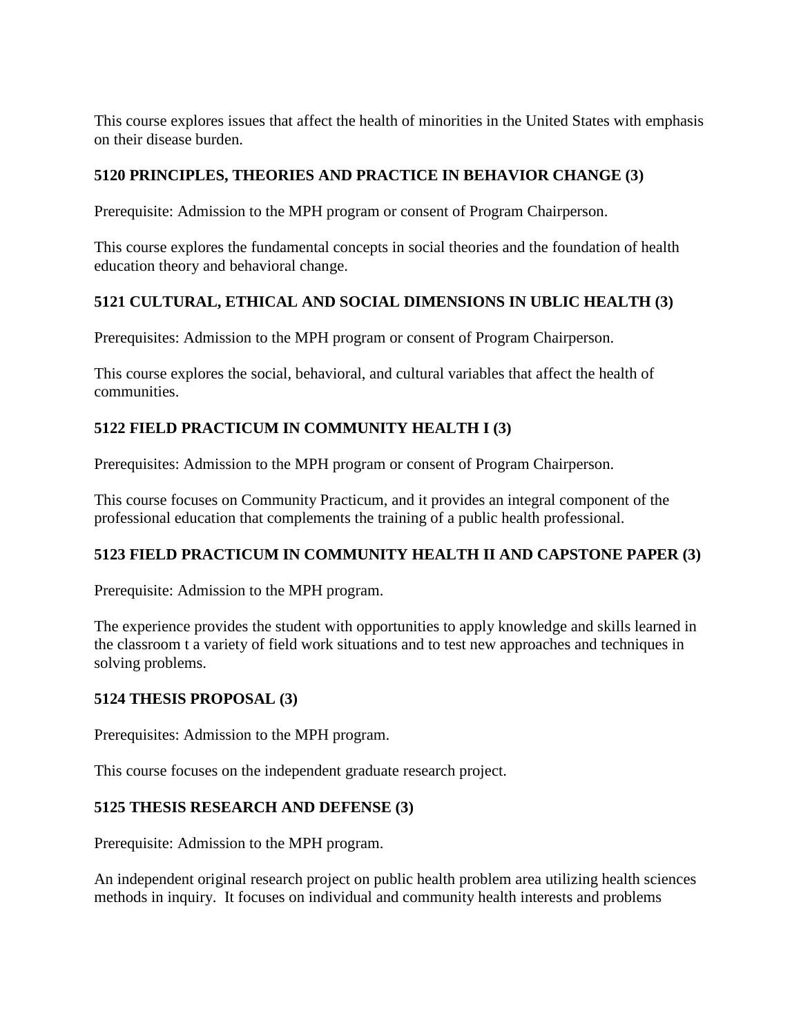This course explores issues that affect the health of minorities in the United States with emphasis on their disease burden.

**5120 PRINCIPLES, THEORIES AND PRACTICE IN BEHAVIOR CHANGE (3)**

Prerequisite: Admission to the MPH program or consent of Program Chairperson.

This course explores the fundamental concepts in social theories and the foundation of health education theory and behavioral change.

**5121 CULTURAL, ETHICAL AND SOCIAL DIMENSIONS IN UBLIC HEALTH (3)**

Prerequisites: Admission to the MPH program or consent of Program Chairperson.

This course explores the social, behavioral, and cultural variables that affect the health of communities.

**5122 FIELD PRACTICUM IN COMMUNITY HEALTH I (3)**

Prerequisites: Admission to the MPH program or consent of Program Chairperson.

This course focuses on Community Practicum, and it provides an integral component of the professional education that complements the training of a public health professional.

**5123 FIELD PRACTICUM IN COMMUNITY HEALTH II AND CAPSTONE PAPER (3)**

Prerequisite: Admission to the MPH program.

The experience provides the student with opportunities to apply knowledge and skills learned in the classroom t a variety of field work situations and to test new approaches and techniques in solving problems.

**5124 THESIS PROPOSAL (3)**

Prerequisites: Admission to the MPH program.

This course focuses on the independent graduate research project.

**5125 THESIS RESEARCH AND DEFENSE (3)**

Prerequisite: Admission to the MPH program.

An independent original research project on public health problem area utilizing health sciences methods in inquiry. It focuses on individual and community health interests and problems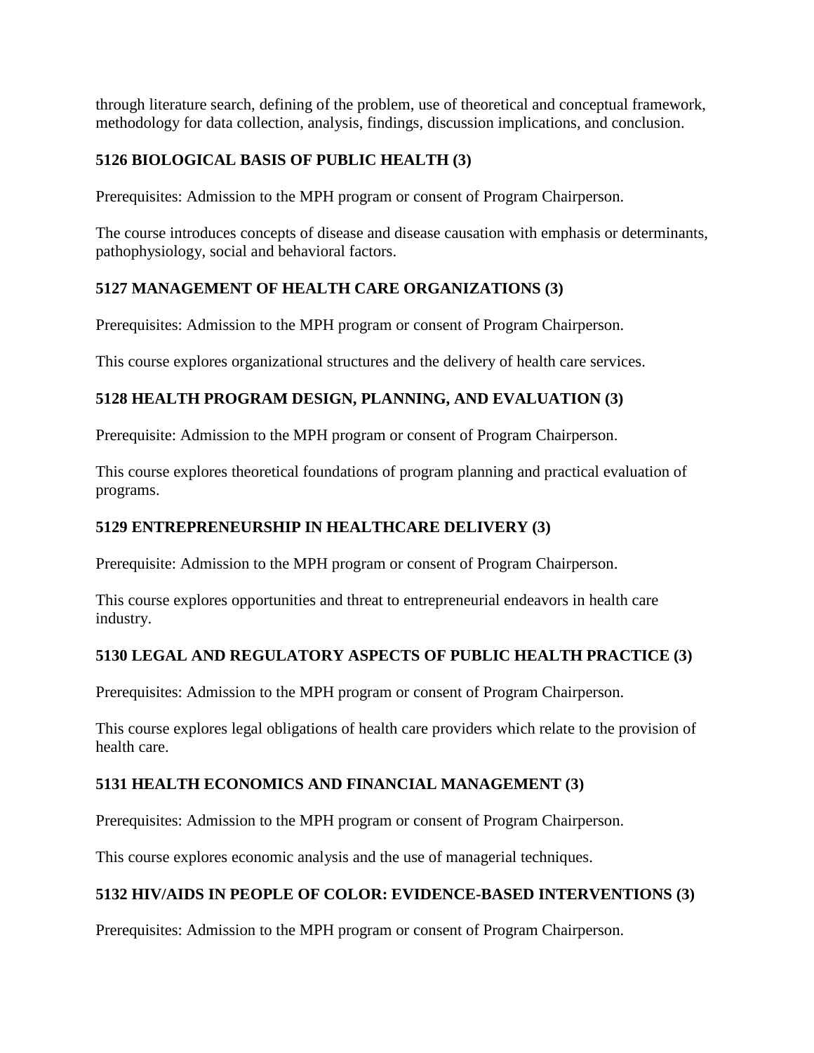through literature search, defining of the problem, use of theoretical and conceptual framework, methodology for data collection, analysis, findings, discussion implications, and conclusion.

### 5126 BIOLOGICAL BASIS OF PUBLIC HEALTH (3)

Prerequisites: Admission to the MPH program or consent of Program Chairperson.

The course introduces concepts of disease and disease causation with emphasis or determinants, pathophysiology, social and behavioral factors.

### 5127 MANAGEMENT OF HEALTH CARE ORGANIZATIONS (3)

Prerequisites: Admission to the MPH program or consent of Program Chairperson.

This course explores organizational structures and the delivery of health care services.

### 5128 HEALTH PROGRAM DESIGN, PLANNING, AND EVALUATION (3)

Prerequisite: Admission to the MPH program or consent of Program Chairperson.

This course explores theoretical foundations of program planning and practical evaluation of programs.

### 5129 ENTREPRENEURSHIP IN HEALTHCARE DELIVERY (3)

Prerequisite: Admission to the MPH program or consent of Program Chairperson.

This course explores opportunities and threat to entrepreneurial endeavors in health care industry.

### 5130 LEGAL AND REGULATORY ASPECTS OF PUBLIC HEALTH PRACTICE (3)

Prerequisites: Admission to the MPH program or consent of Program Chairperson.

This course explores legal obligations of health care providers which relate to the provision of health care.

### 5131 HEALTH ECONOMICS AND FINANCIAL MANAGEMENT (3)

Prerequisites: Admission to the MPH program or consent of Program Chairperson.

This course explores economic analysis and the use of managerial techniques.

### 5132 HIV/AIDS IN PEOPLE OF COLOR: EVIDENCE-BASED INTERVENTIONS (3)

Prerequisites: Admission to the MPH program or consent of Program Chairperson.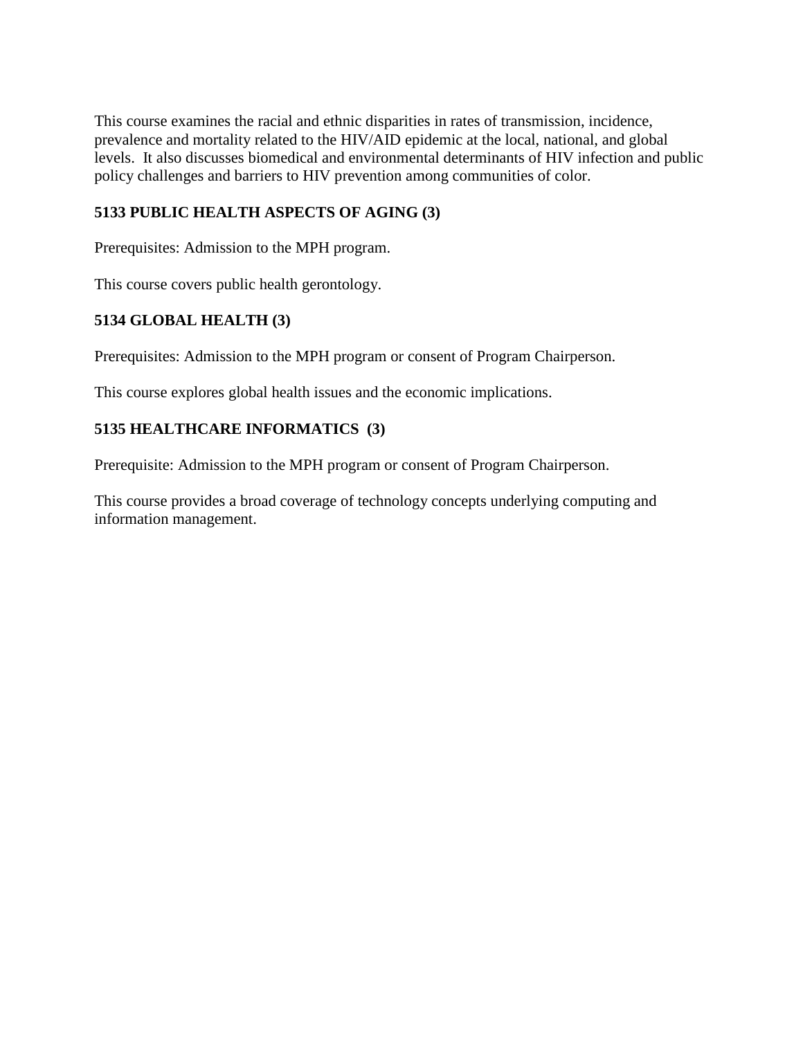This course examines the racial and ethnic disparities in rates of transmission, incidence, prevalence and mortality related to the HIV/AID epidemic at the local, national, and global levels. It also discusses biomedical and environmental determinants of HIV infection and public policy challenges and barriers to HIV prevention among communities of color.

**5133 PUBLIC HEALTH ASPECTS OF AGING (3)**

Prerequisites: Admission to the MPH program.

This course covers public health gerontology.

**5134 GLOBAL HEALTH (3)**

Prerequisites: Admission to the MPH program or consent of Program Chairperson.

This course explores global health issues and the economic implications.

**5135 HEALTHCARE INFORMATICS (3)**

Prerequisite: Admission to the MPH program or consent of Program Chairperson.

This course provides a broad coverage of technology concepts underlying computing and information management.